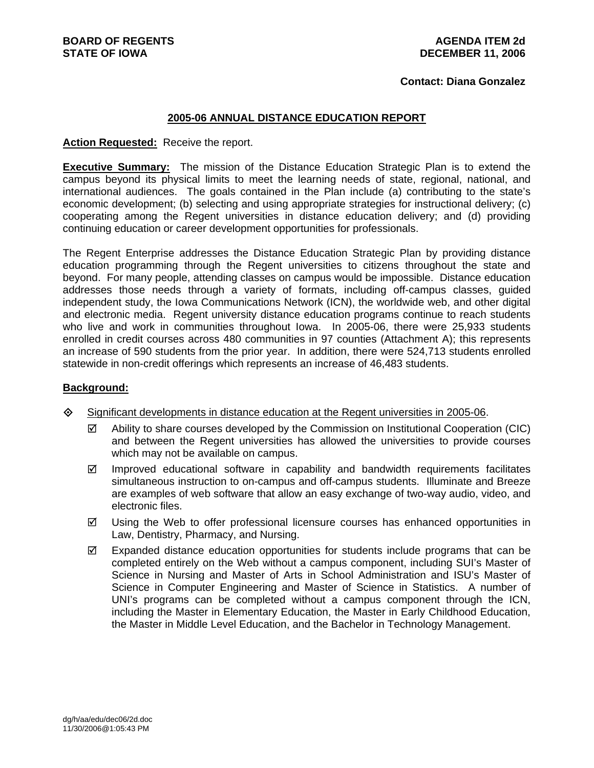**BOARD OF REGENTS**
**STATE OF IOWA**

**AGENDA ITEM 2d**
**DECEMBER 11, 2006**

**Contact: Diana Gonzalez**

## 2005-06 ANNUAL DISTANCE EDUCATION REPORT

**Action Requested:** Receive the report.

**Executive Summary:** The mission of the Distance Education Strategic Plan is to extend the campus beyond its physical limits to meet the learning needs of state, regional, national, and international audiences. The goals contained in the Plan include (a) contributing to the state's economic development; (b) selecting and using appropriate strategies for instructional delivery; (c) cooperating among the Regent universities in distance education delivery; and (d) providing continuing education or career development opportunities for professionals.

The Regent Enterprise addresses the Distance Education Strategic Plan by providing distance education programming through the Regent universities to citizens throughout the state and beyond. For many people, attending classes on campus would be impossible. Distance education addresses those needs through a variety of formats, including off-campus classes, guided independent study, the Iowa Communications Network (ICN), the worldwide web, and other digital and electronic media. Regent university distance education programs continue to reach students who live and work in communities throughout Iowa. In 2005-06, there were 25,933 students enrolled in credit courses across 480 communities in 97 counties (Attachment A); this represents an increase of 590 students from the prior year. In addition, there were 524,713 students enrolled statewide in non-credit offerings which represents an increase of 46,483 students.

**Background:**

- Significant developments in distance education at the Regent universities in 2005-06.
  - ☑ Ability to share courses developed by the Commission on Institutional Cooperation (CIC) and between the Regent universities has allowed the universities to provide courses which may not be available on campus.
  - ☑ Improved educational software in capability and bandwidth requirements facilitates simultaneous instruction to on-campus and off-campus students. Illuminate and Breeze are examples of web software that allow an easy exchange of two-way audio, video, and electronic files.
  - ☑ Using the Web to offer professional licensure courses has enhanced opportunities in Law, Dentistry, Pharmacy, and Nursing.
  - ☑ Expanded distance education opportunities for students include programs that can be completed entirely on the Web without a campus component, including SUI's Master of Science in Nursing and Master of Arts in School Administration and ISU's Master of Science in Computer Engineering and Master of Science in Statistics. A number of UNI's programs can be completed without a campus component through the ICN, including the Master in Elementary Education, the Master in Early Childhood Education, the Master in Middle Level Education, and the Bachelor in Technology Management.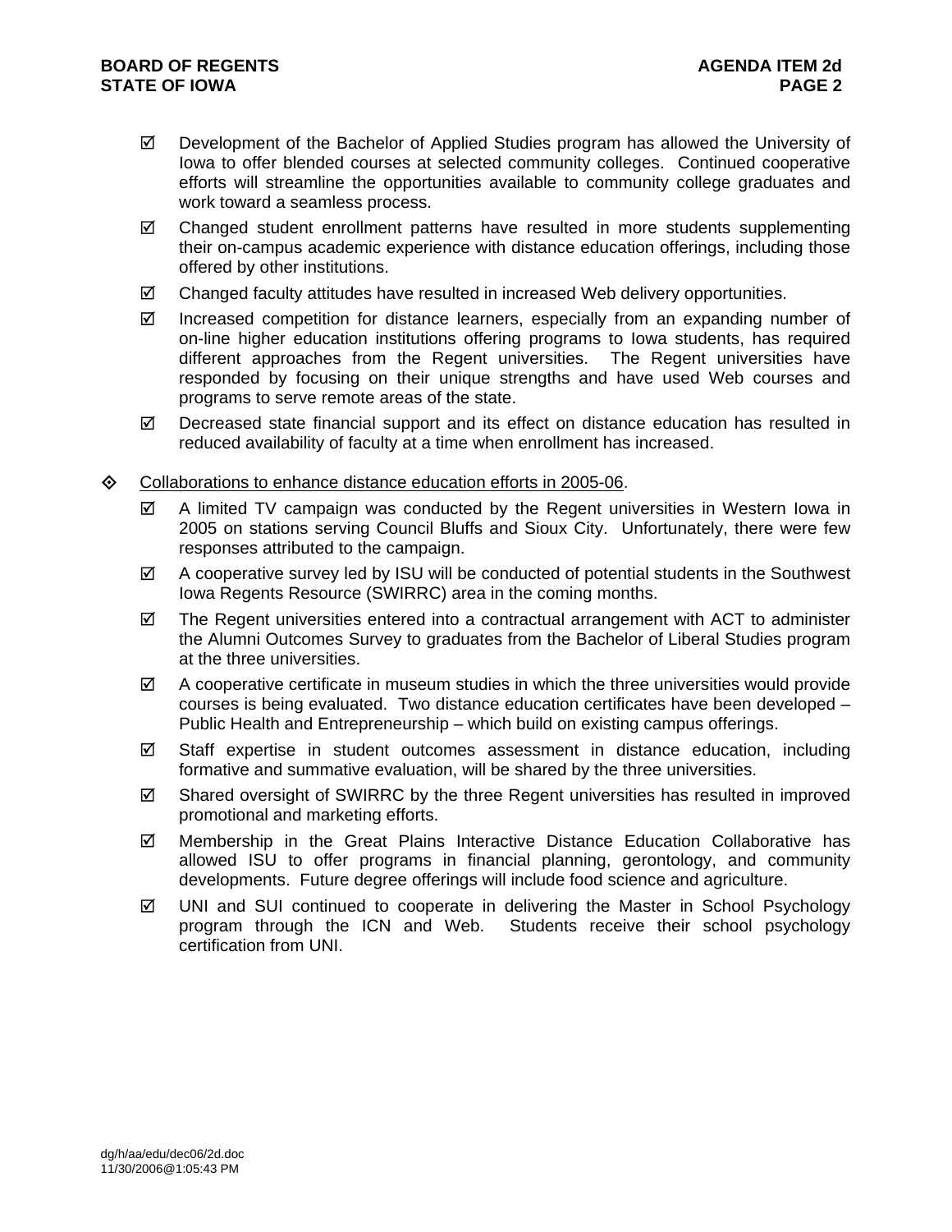- ☑ Development of the Bachelor of Applied Studies program has allowed the University of Iowa to offer blended courses at selected community colleges. Continued cooperative efforts will streamline the opportunities available to community college graduates and work toward a seamless process.
- ☑ Changed student enrollment patterns have resulted in more students supplementing their on-campus academic experience with distance education offerings, including those offered by other institutions.
- ☑ Changed faculty attitudes have resulted in increased Web delivery opportunities.
- ☑ Increased competition for distance learners, especially from an expanding number of on-line higher education institutions offering programs to Iowa students, has required different approaches from the Regent universities. The Regent universities have responded by focusing on their unique strengths and have used Web courses and programs to serve remote areas of the state.
- ☑ Decreased state financial support and its effect on distance education has resulted in reduced availability of faculty at a time when enrollment has increased.

◇ <u>Collaborations to enhance distance education efforts in 2005-06</u>.

- ☑ A limited TV campaign was conducted by the Regent universities in Western Iowa in 2005 on stations serving Council Bluffs and Sioux City. Unfortunately, there were few responses attributed to the campaign.
- ☑ A cooperative survey led by ISU will be conducted of potential students in the Southwest Iowa Regents Resource (SWIRRC) area in the coming months.
- ☑ The Regent universities entered into a contractual arrangement with ACT to administer the Alumni Outcomes Survey to graduates from the Bachelor of Liberal Studies program at the three universities.
- ☑ A cooperative certificate in museum studies in which the three universities would provide courses is being evaluated. Two distance education certificates have been developed – Public Health and Entrepreneurship – which build on existing campus offerings.
- ☑ Staff expertise in student outcomes assessment in distance education, including formative and summative evaluation, will be shared by the three universities.
- ☑ Shared oversight of SWIRRC by the three Regent universities has resulted in improved promotional and marketing efforts.
- ☑ Membership in the Great Plains Interactive Distance Education Collaborative has allowed ISU to offer programs in financial planning, gerontology, and community developments. Future degree offerings will include food science and agriculture.
- ☑ UNI and SUI continued to cooperate in delivering the Master in School Psychology program through the ICN and Web. Students receive their school psychology certification from UNI.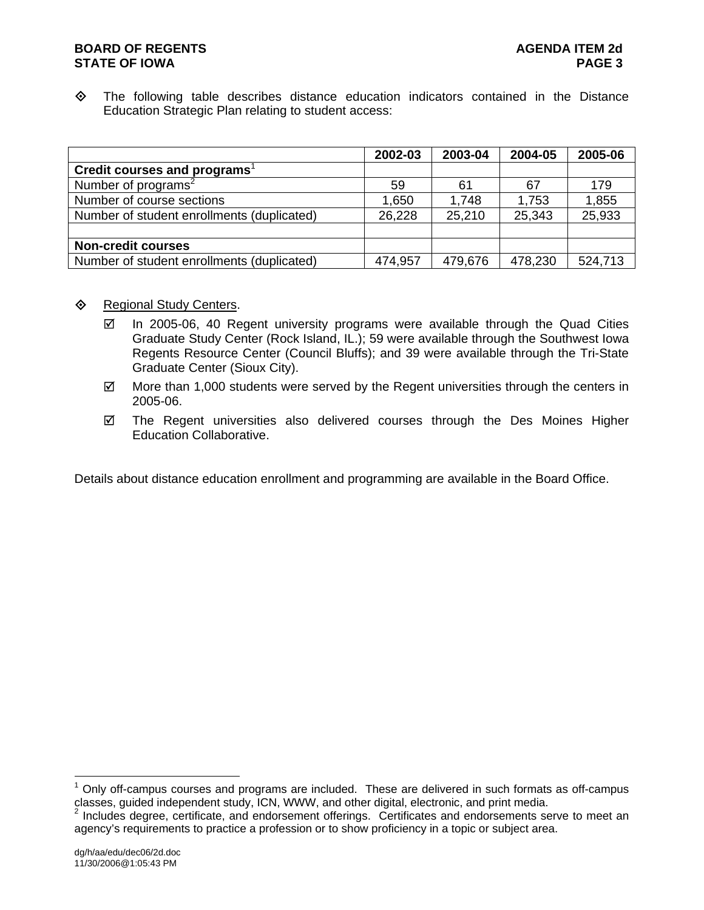- The following table describes distance education indicators contained in the Distance Education Strategic Plan relating to student access:

| | 2002-03 | 2003-04 | 2004-05 | 2005-06 |
|---|---|---|---|---|
| **Credit courses and programs**[1] | | | | |
| Number of programs[2] | 59 | 61 | 67 | 179 |
| Number of course sections | 1,650 | 1,748 | 1,753 | 1,855 |
| Number of student enrollments (duplicated) | 26,228 | 25,210 | 25,343 | 25,933 |
| | | | | |
| **Non-credit courses** | | | | |
| Number of student enrollments (duplicated) | 474,957 | 479,676 | 478,230 | 524,713 |

- Regional Study Centers.
  - ☑ In 2005-06, 40 Regent university programs were available through the Quad Cities Graduate Study Center (Rock Island, IL.); 59 were available through the Southwest Iowa Regents Resource Center (Council Bluffs); and 39 were available through the Tri-State Graduate Center (Sioux City).
  - ☑ More than 1,000 students were served by the Regent universities through the centers in 2005-06.
  - ☑ The Regent universities also delivered courses through the Des Moines Higher Education Collaborative.

Details about distance education enrollment and programming are available in the Board Office.

[1] Only off-campus courses and programs are included. These are delivered in such formats as off-campus classes, guided independent study, ICN, WWW, and other digital, electronic, and print media.

[2] Includes degree, certificate, and endorsement offerings. Certificates and endorsements serve to meet an agency's requirements to practice a profession or to show proficiency in a topic or subject area.

dg/h/aa/edu/dec06/2d.doc
11/30/2006@1:05:43 PM